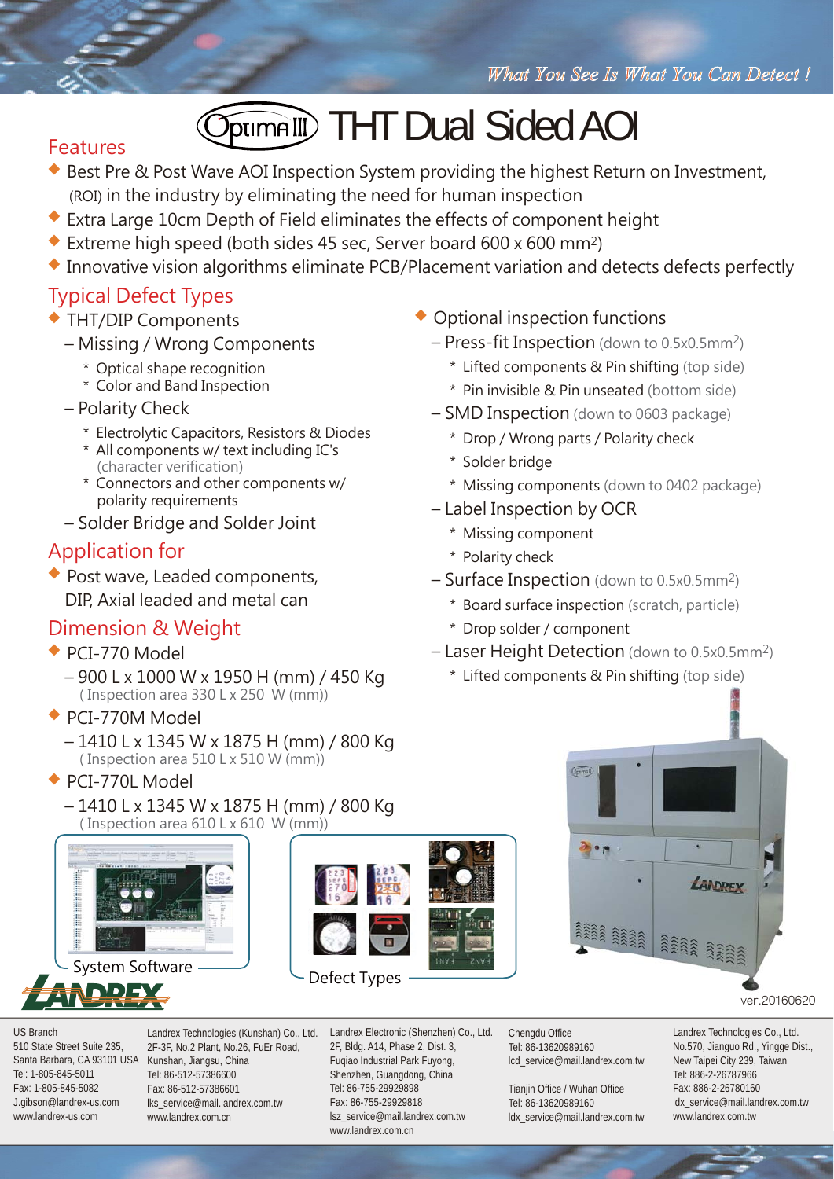*What You See Is What You Can Detect !*

# Optima III THT Dual Sided AOI

## Features

- Best Pre & Post Wave AOI Inspection System providing the highest Return on Investment, (ROI) in the industry by eliminating the need for human inspection
- Extra Large 10cm Depth of Field eliminates the effects of component height
- Extreme high speed (both sides 45 sec, Server board 600 x 600 mm$^2$)
- Innovative vision algorithms eliminate PCB/Placement variation and detects defects perfectly

## Typical Defect Types

- THT/DIP Components
  - Missing / Wrong Components
    - * Optical shape recognition
    - * Color and Band Inspection
  - Polarity Check
    - * Electrolytic Capacitors, Resistors & Diodes
    - * All components w/ text including IC's (character verification)
    - * Connectors and other components w/ polarity requirements
  - Solder Bridge and Solder Joint
- Optional inspection functions
  - Press-fit Inspection (down to 0.5x0.5mm$^2$)
    - * Lifted components & Pin shifting (top side)
    - * Pin invisible & Pin unseated (bottom side)
  - SMD Inspection (down to 0603 package)
    - * Drop / Wrong parts / Polarity check
    - * Solder bridge
    - * Missing components (down to 0402 package)
  - Label Inspection by OCR
    - * Missing component
    - * Polarity check
  - Surface Inspection (down to 0.5x0.5mm$^2$)
    - * Board surface inspection (scratch, particle)
    - * Drop solder / component
  - Laser Height Detection (down to 0.5x0.5mm$^2$)
    - * Lifted components & Pin shifting (top side)

## Application for

- Post wave, Leaded components, DIP, Axial leaded and metal can

## Dimension & Weight

- PCI-770 Model
  - 900 L x 1000 W x 1950 H (mm) / 450 Kg (Inspection area 330 L x 250 W (mm))
- PCI-770M Model
  - 1410 L x 1345 W x 1875 H (mm) / 800 Kg (Inspection area 510 L x 510 W (mm))
- PCI-770L Model
  - 1410 L x 1345 W x 1875 H (mm) / 800 Kg (Inspection area 610 L x 610 W (mm))

System Software

Defect Types

ver.20160620

US Branch
510 State Street Suite 235, Santa Barbara, CA 93101 USA
Tel: 1-805-845-5011
Fax: 1-805-845-5082
J.gibson@landrex-us.com
www.landrex-us.com

Landrex Technologies (Kunshan) Co., Ltd.
2F-3F, No.2 Plant, No.26, FuEr Road, Kunshan, Jiangsu, China
Tel: 86-512-57386600
Fax: 86-512-57386601
lks_service@mail.landrex.com.tw
www.landrex.com.cn

Landrex Electronic (Shenzhen) Co., Ltd.
2F, Bldg. A14, Phase 2, Dist. 3, Fuqiao Industrial Park Fuyong, Shenzhen, Guangdong, China
Tel: 86-755-29929898
Fax: 86-755-29929818
lsz_service@mail.landrex.com.tw
www.landrex.com.cn

Chengdu Office
Tel: 86-13620989160
lcd_service@mail.landrex.com.tw

Tianjin Office / Wuhan Office
Tel: 86-13620989160
ldx_service@mail.landrex.com.tw

Landrex Technologies Co., Ltd.
No.570, Jianguo Rd., Yingge Dist., New Taipei City 239, Taiwan
Tel: 886-2-26787966
Fax: 886-2-26780160
ldx_service@mail.landrex.com.tw
www.landrex.com.tw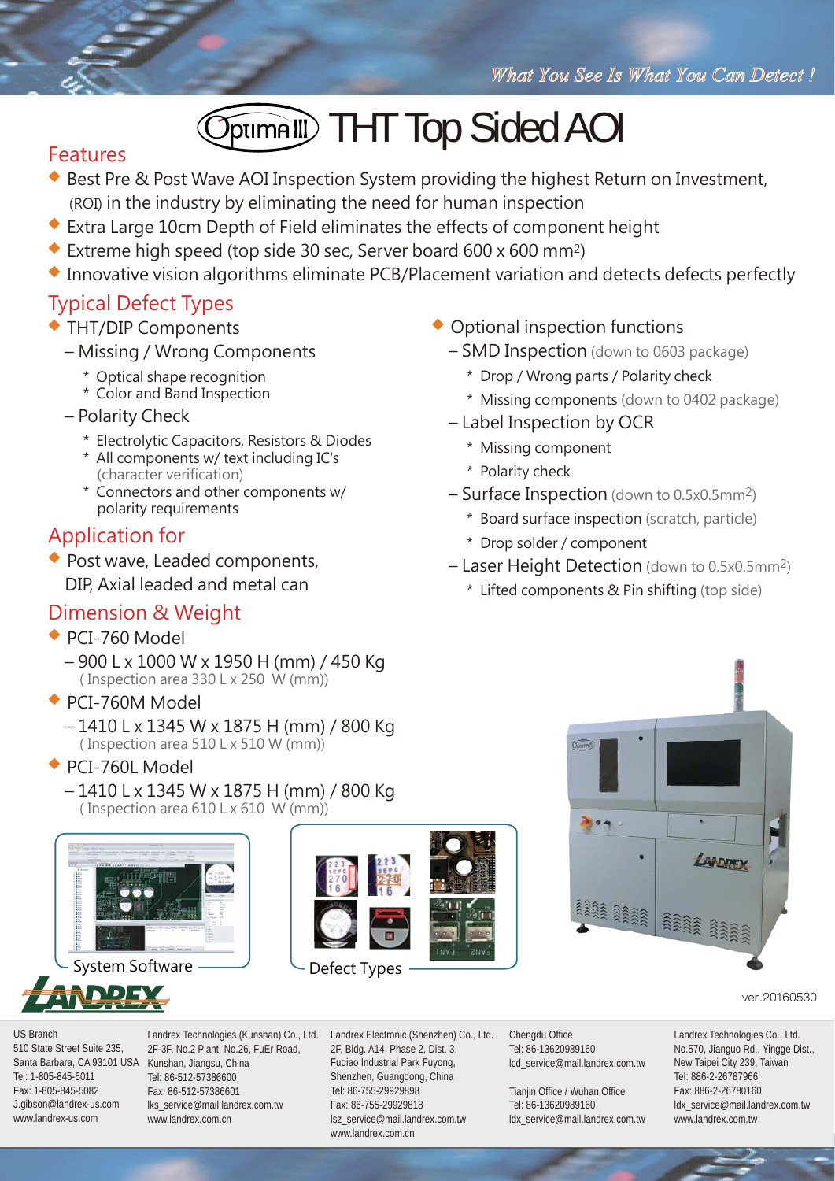*What You See Is What You Can Detect !*

# Optima III THT Top Sided AOI

## Features

- Best Pre & Post Wave AOI Inspection System providing the highest Return on Investment, (ROI) in the industry by eliminating the need for human inspection
- Extra Large 10cm Depth of Field eliminates the effects of component height
- Extreme high speed (top side 30 sec, Server board 600 x 600 $mm^2$)
- Innovative vision algorithms eliminate PCB/Placement variation and detects defects perfectly

## Typical Defect Types

- THT/DIP Components
  - Missing / Wrong Components
    - * Optical shape recognition
    - * Color and Band Inspection
  - Polarity Check
    - * Electrolytic Capacitors, Resistors & Diodes
    - * All components w/ text including IC's (character verification)
    - * Connectors and other components w/ polarity requirements

## Application for

- Post wave, Leaded components, DIP, Axial leaded and metal can

## Dimension & Weight

- PCI-760 Model
  - 900 L x 1000 W x 1950 H (mm) / 450 Kg
    ( Inspection area 330 L x 250 W (mm))
- PCI-760M Model
  - 1410 L x 1345 W x 1875 H (mm) / 800 Kg
    ( Inspection area 510 L x 510 W (mm))
- PCI-760L Model
  - 1410 L x 1345 W x 1875 H (mm) / 800 Kg
    ( Inspection area 610 L x 610 W (mm))

- Optional inspection functions
  - SMD Inspection (down to 0603 package)
    - * Drop / Wrong parts / Polarity check
    - * Missing components (down to 0402 package)
  - Label Inspection by OCR
    - * Missing component
    - * Polarity check
  - Surface Inspection (down to 0.5x0.5$mm^2$)
    - * Board surface inspection (scratch, particle)
    - * Drop solder / component
  - Laser Height Detection (down to 0.5x0.5$mm^2$)
    - * Lifted components & Pin shifting (top side)

System Software

Defect Types

ver.20160530

LANDREX

US Branch
510 State Street Suite 235, Santa Barbara, CA 93101 USA
Tel: 1-805-845-5011
Fax: 1-805-845-5082
J.gibson@landrex-us.com
www.landrex-us.com

Landrex Technologies (Kunshan) Co., Ltd.
2F-3F, No.2 Plant, No.26, FuEr Road, Kunshan, Jiangsu, China
Tel: 86-512-57386600
Fax: 86-512-57386601
lks_service@mail.landrex.com.tw
www.landrex.com.cn

Landrex Electronic (Shenzhen) Co., Ltd.
2F, Bldg. A14, Phase 2, Dist. 3, Fuqiao Industrial Park Fuyong, Shenzhen, Guangdong, China
Tel: 86-755-29929898
Fax: 86-755-29929818
lsz_service@mail.landrex.com.tw
www.landrex.com.cn

Chengdu Office
Tel: 86-13620989160
lcd_service@mail.landrex.com.tw

Tianjin Office / Wuhan Office
Tel: 86-13620989160
ldx_service@mail.landrex.com.tw

Landrex Technologies Co., Ltd.
No.570, Jianguo Rd., Yingge Dist., New Taipei City 239, Taiwan
Tel: 886-2-26787966
Fax: 886-2-26780160
ldx_service@mail.landrex.com.tw
www.landrex.com.tw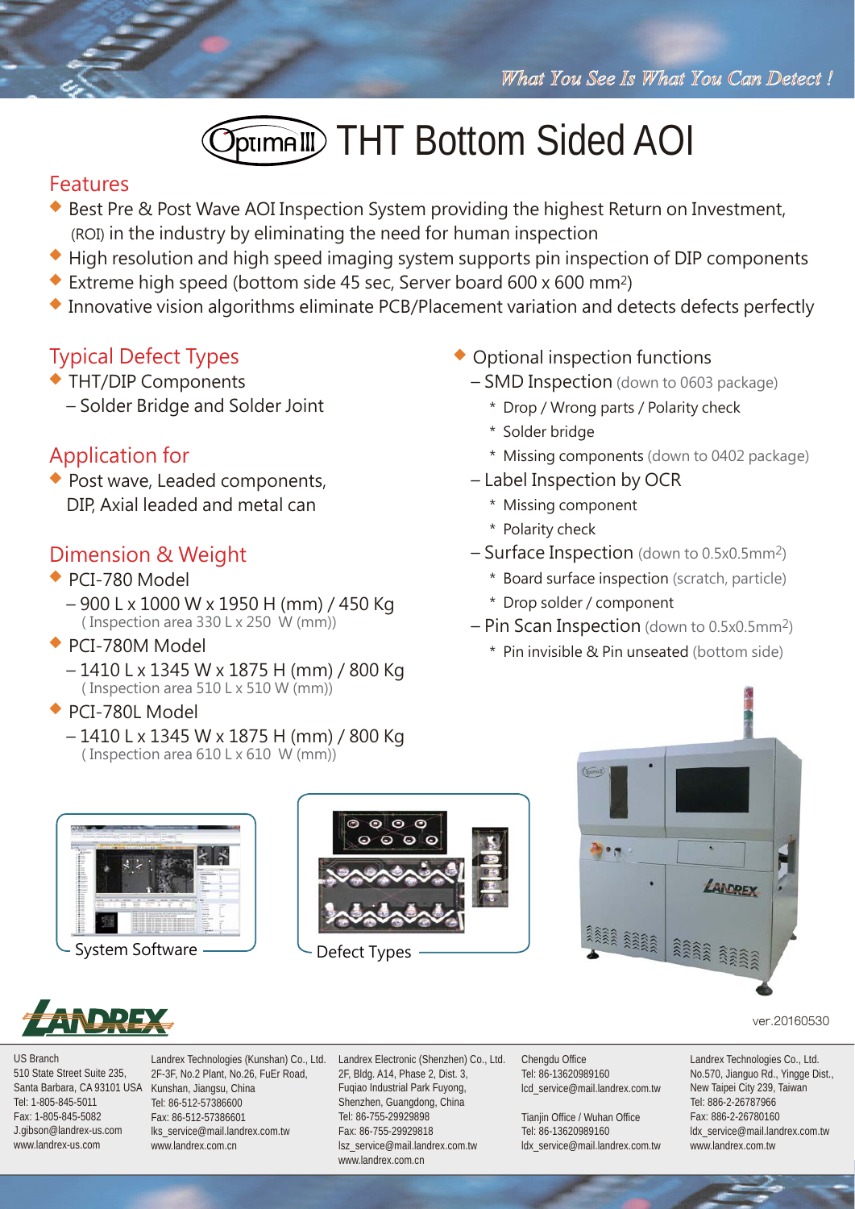*What You See Is What You Can Detect !*

# OptimaIII THT Bottom Sided AOI

## Features

- Best Pre & Post Wave AOI Inspection System providing the highest Return on Investment, (ROI) in the industry by eliminating the need for human inspection
- High resolution and high speed imaging system supports pin inspection of DIP components
- Extreme high speed (bottom side 45 sec, Server board 600 x 600 mm$^2$)
- Innovative vision algorithms eliminate PCB/Placement variation and detects defects perfectly

## Typical Defect Types

- THT/DIP Components
  - Solder Bridge and Solder Joint

## Application for

- Post wave, Leaded components, DIP, Axial leaded and metal can

## Dimension & Weight

- PCI-780 Model
  - 900 L x 1000 W x 1950 H (mm) / 450 Kg
    (Inspection area 330 L x 250 W (mm))
- PCI-780M Model
  - 1410 L x 1345 W x 1875 H (mm) / 800 Kg
    (Inspection area 510 L x 510 W (mm))
- PCI-780L Model
  - 1410 L x 1345 W x 1875 H (mm) / 800 Kg
    (Inspection area 610 L x 610 W (mm))

- Optional inspection functions
  - SMD Inspection (down to 0603 package)
    * Drop / Wrong parts / Polarity check
    * Solder bridge
    * Missing components (down to 0402 package)
  - Label Inspection by OCR
    * Missing component
    * Polarity check
  - Surface Inspection (down to 0.5x0.5mm$^2$)
    * Board surface inspection (scratch, particle)
    * Drop solder / component
  - Pin Scan Inspection (down to 0.5x0.5mm$^2$)
    * Pin invisible & Pin unseated (bottom side)

System Software

Defect Types

LANDREX

ver.20160530

US Branch
510 State Street Suite 235,
Santa Barbara, CA 93101 USA
Tel: 1-805-845-5011
Fax: 1-805-845-5082
J.gibson@landrex-us.com
www.landrex-us.com

Landrex Technologies (Kunshan) Co., Ltd.
2F-3F, No.2 Plant, No.26, FuEr Road,
Kunshan, Jiangsu, China
Tel: 86-512-57386600
Fax: 86-512-57386601
lks_service@mail.landrex.com.tw
www.landrex.com.cn

Landrex Electronic (Shenzhen) Co., Ltd.
2F, Bldg. A14, Phase 2, Dist. 3,
Fuqiao Industrial Park Fuyong,
Shenzhen, Guangdong, China
Tel: 86-755-29929898
Fax: 86-755-29929818
lsz_service@mail.landrex.com.tw
www.landrex.com.cn

Chengdu Office
Tel: 86-13620989160
lcd_service@mail.landrex.com.tw

Tianjin Office / Wuhan Office
Tel: 86-13620989160
ldx_service@mail.landrex.com.tw

Landrex Technologies Co., Ltd.
No.570, Jianguo Rd., Yingge Dist.,
New Taipei City 239, Taiwan
Tel: 886-2-26787966
Fax: 886-2-26780160
ldx_service@mail.landrex.com.tw
www.landrex.com.tw